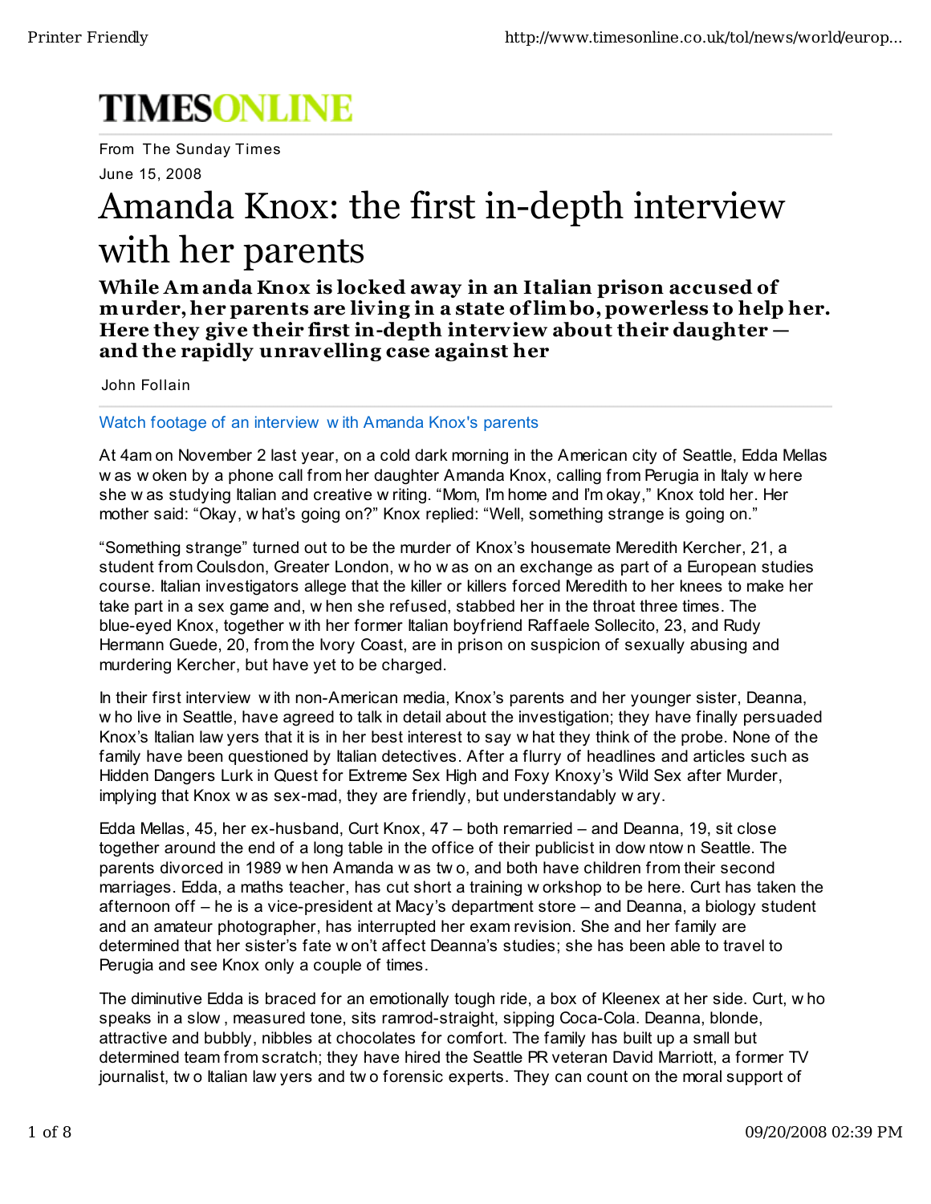# TIMESONLINE

From The Sunday Times

June 15, 2008

# Amanda Knox: the first in-depth interview with her parents

**While Amanda Knox is locked away in an Italian prison accused of murder, her parents are living in a state of limbo, powerless to help her. Here they give their first in-depth interview about their daughter — and the rapidly unravelling case against her**

John Follain

Watch footage of an interview with Amanda Knox's parents

At 4am on November 2 last year, on a cold dark morning in the American city of Seattle, Edda Mellas was woken by a phone call from her daughter Amanda Knox, calling from Perugia in Italy where she was studying Italian and creative writing. "Mom, I'm home and I'm okay," Knox told her. Her mother said: "Okay, what's going on?" Knox replied: "Well, something strange is going on."

"Something strange" turned out to be the murder of Knox's housemate Meredith Kercher, 21, a student from Coulsdon, Greater London, who was on an exchange as part of a European studies course. Italian investigators allege that the killer or killers forced Meredith to her knees to make her take part in a sex game and, when she refused, stabbed her in the throat three times. The blue-eyed Knox, together with her former Italian boyfriend Raffaele Sollecito, 23, and Rudy Hermann Guede, 20, from the Ivory Coast, are in prison on suspicion of sexually abusing and murdering Kercher, but have yet to be charged.

In their first interview with non-American media, Knox's parents and her younger sister, Deanna, who live in Seattle, have agreed to talk in detail about the investigation; they have finally persuaded Knox's Italian lawyers that it is in her best interest to say what they think of the probe. None of the family have been questioned by Italian detectives. After a flurry of headlines and articles such as Hidden Dangers Lurk in Quest for Extreme Sex High and Foxy Knoxy's Wild Sex after Murder, implying that Knox was sex-mad, they are friendly, but understandably wary.

Edda Mellas, 45, her ex-husband, Curt Knox, 47 – both remarried – and Deanna, 19, sit close together around the end of a long table in the office of their publicist in downtown Seattle. The parents divorced in 1989 when Amanda was two, and both have children from their second marriages. Edda, a maths teacher, has cut short a training workshop to be here. Curt has taken the afternoon off – he is a vice-president at Macy's department store – and Deanna, a biology student and an amateur photographer, has interrupted her exam revision. She and her family are determined that her sister's fate won't affect Deanna's studies; she has been able to travel to Perugia and see Knox only a couple of times.

The diminutive Edda is braced for an emotionally tough ride, a box of Kleenex at her side. Curt, who speaks in a slow, measured tone, sits ramrod-straight, sipping Coca-Cola. Deanna, blonde, attractive and bubbly, nibbles at chocolates for comfort. The family has built up a small but determined team from scratch; they have hired the Seattle PR veteran David Marriott, a former TV journalist, two Italian lawyers and two forensic experts. They can count on the moral support of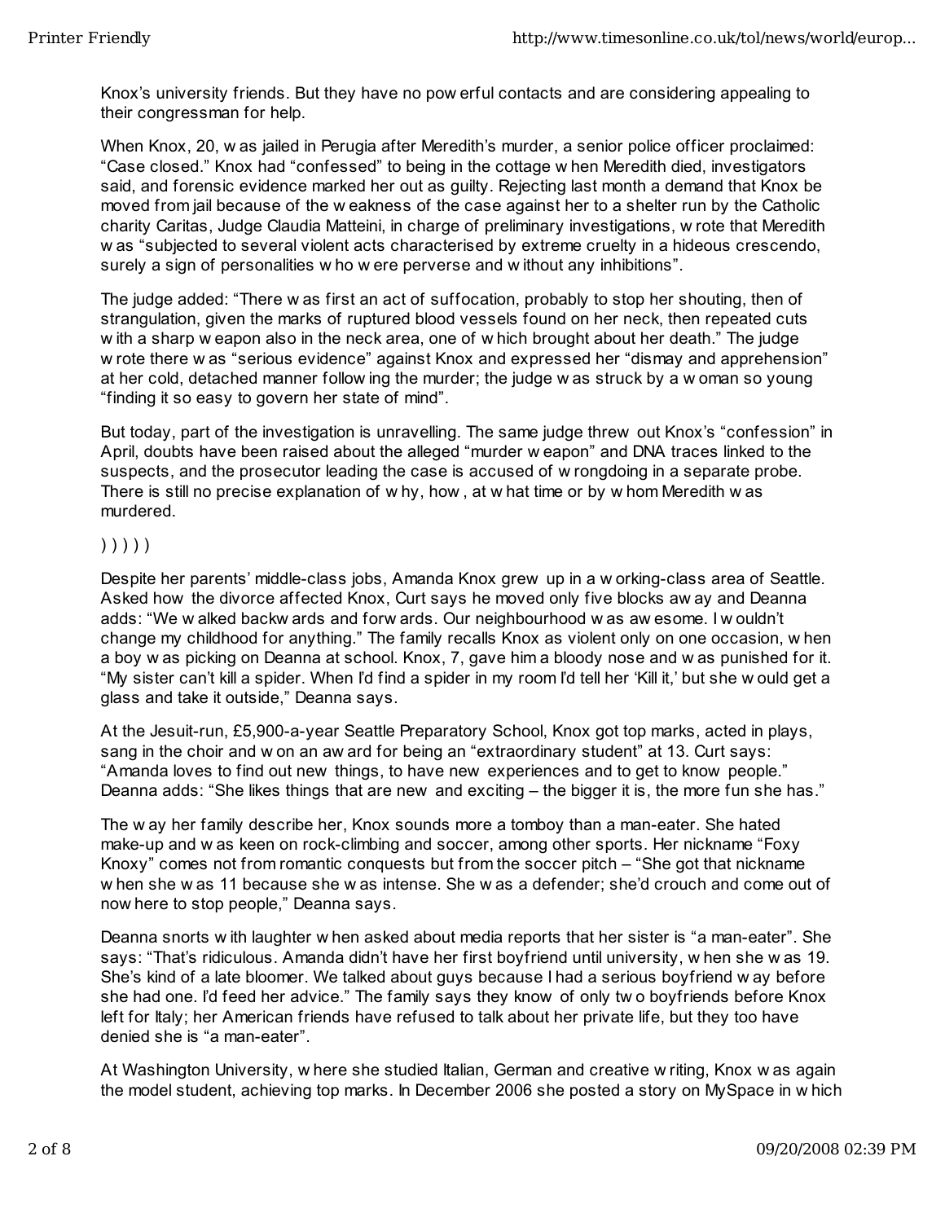Knox's university friends. But they have no powerful contacts and are considering appealing to their congressman for help.

When Knox, 20, was jailed in Perugia after Meredith's murder, a senior police officer proclaimed: "Case closed." Knox had "confessed" to being in the cottage when Meredith died, investigators said, and forensic evidence marked her out as guilty. Rejecting last month a demand that Knox be moved from jail because of the weakness of the case against her to a shelter run by the Catholic charity Caritas, Judge Claudia Matteini, in charge of preliminary investigations, wrote that Meredith was "subjected to several violent acts characterised by extreme cruelty in a hideous crescendo, surely a sign of personalities who were perverse and without any inhibitions".

The judge added: "There was first an act of suffocation, probably to stop her shouting, then of strangulation, given the marks of ruptured blood vessels found on her neck, then repeated cuts with a sharp weapon also in the neck area, one of which brought about her death." The judge wrote there was "serious evidence" against Knox and expressed her "dismay and apprehension" at her cold, detached manner following the murder; the judge was struck by a woman so young "finding it so easy to govern her state of mind".

But today, part of the investigation is unravelling. The same judge threw out Knox's "confession" in April, doubts have been raised about the alleged "murder weapon" and DNA traces linked to the suspects, and the prosecutor leading the case is accused of wrongdoing in a separate probe. There is still no precise explanation of why, how, at what time or by whom Meredith was murdered.

) ) ) ) )

Despite her parents' middle-class jobs, Amanda Knox grew up in a working-class area of Seattle. Asked how the divorce affected Knox, Curt says he moved only five blocks away and Deanna adds: "We walked backwards and forwards. Our neighbourhood was awesome. I wouldn't change my childhood for anything." The family recalls Knox as violent only on one occasion, when a boy was picking on Deanna at school. Knox, 7, gave him a bloody nose and was punished for it. "My sister can't kill a spider. When I'd find a spider in my room I'd tell her 'Kill it,' but she would get a glass and take it outside," Deanna says.

At the Jesuit-run, £5,900-a-year Seattle Preparatory School, Knox got top marks, acted in plays, sang in the choir and won an award for being an "extraordinary student" at 13. Curt says: "Amanda loves to find out new things, to have new experiences and to get to know people." Deanna adds: "She likes things that are new and exciting – the bigger it is, the more fun she has."

The way her family describe her, Knox sounds more a tomboy than a man-eater. She hated make-up and was keen on rock-climbing and soccer, among other sports. Her nickname "Foxy Knoxy" comes not from romantic conquests but from the soccer pitch – "She got that nickname when she was 11 because she was intense. She was a defender; she'd crouch and come out of nowhere to stop people," Deanna says.

Deanna snorts with laughter when asked about media reports that her sister is "a man-eater". She says: "That's ridiculous. Amanda didn't have her first boyfriend until university, when she was 19. She's kind of a late bloomer. We talked about guys because I had a serious boyfriend way before she had one. I'd feed her advice." The family says they know of only two boyfriends before Knox left for Italy; her American friends have refused to talk about her private life, but they too have denied she is "a man-eater".

At Washington University, where she studied Italian, German and creative writing, Knox was again the model student, achieving top marks. In December 2006 she posted a story on MySpace in which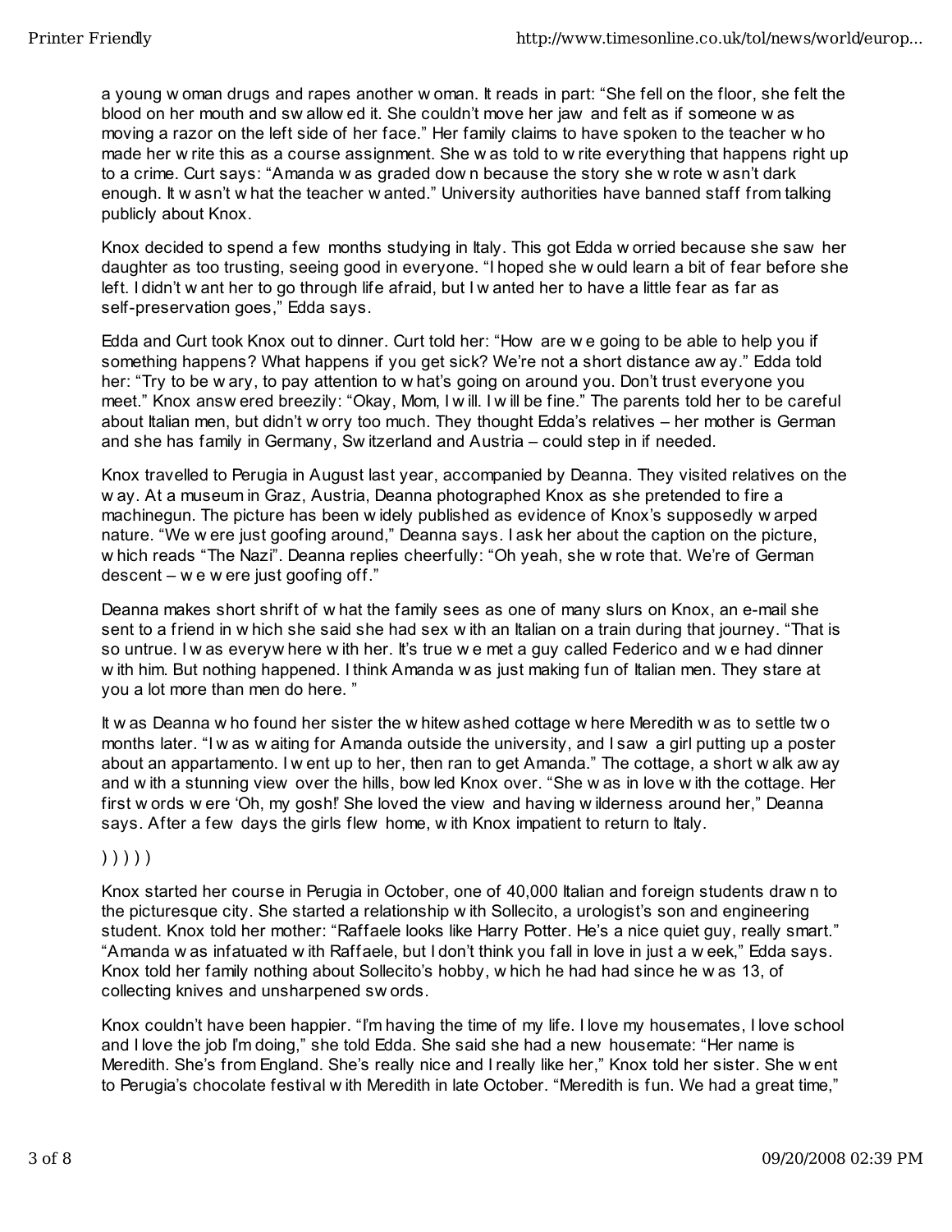a young woman drugs and rapes another woman. It reads in part: "She fell on the floor, she felt the blood on her mouth and swallowed it. She couldn't move her jaw and felt as if someone was moving a razor on the left side of her face." Her family claims to have spoken to the teacher who made her write this as a course assignment. She was told to write everything that happens right up to a crime. Curt says: "Amanda was graded down because the story she wrote wasn't dark enough. It wasn't what the teacher wanted." University authorities have banned staff from talking publicly about Knox.

Knox decided to spend a few months studying in Italy. This got Edda worried because she saw her daughter as too trusting, seeing good in everyone. "I hoped she would learn a bit of fear before she left. I didn't want her to go through life afraid, but I wanted her to have a little fear as far as self-preservation goes," Edda says.

Edda and Curt took Knox out to dinner. Curt told her: "How are we going to be able to help you if something happens? What happens if you get sick? We're not a short distance away." Edda told her: "Try to be wary, to pay attention to what's going on around you. Don't trust everyone you meet." Knox answered breezily: "Okay, Mom, I will. I will be fine." The parents told her to be careful about Italian men, but didn't worry too much. They thought Edda's relatives – her mother is German and she has family in Germany, Switzerland and Austria – could step in if needed.

Knox travelled to Perugia in August last year, accompanied by Deanna. They visited relatives on the way. At a museum in Graz, Austria, Deanna photographed Knox as she pretended to fire a machinegun. The picture has been widely published as evidence of Knox's supposedly warped nature. "We were just goofing around," Deanna says. I ask her about the caption on the picture, which reads "The Nazi". Deanna replies cheerfully: "Oh yeah, she wrote that. We're of German descent – we were just goofing off."

Deanna makes short shrift of what the family sees as one of many slurs on Knox, an e-mail she sent to a friend in which she said she had sex with an Italian on a train during that journey. "That is so untrue. I was everywhere with her. It's true we met a guy called Federico and we had dinner with him. But nothing happened. I think Amanda was just making fun of Italian men. They stare at you a lot more than men do here. "

It was Deanna who found her sister the whitewashed cottage where Meredith was to settle two months later. "I was waiting for Amanda outside the university, and I saw a girl putting up a poster about an appartamento. I went up to her, then ran to get Amanda." The cottage, a short walk away and with a stunning view over the hills, bowled Knox over. "She was in love with the cottage. Her first words were 'Oh, my gosh!' She loved the view and having wilderness around her," Deanna says. After a few days the girls flew home, with Knox impatient to return to Italy.

) ) ) ) )

Knox started her course in Perugia in October, one of 40,000 Italian and foreign students drawn to the picturesque city. She started a relationship with Sollecito, a urologist's son and engineering student. Knox told her mother: "Raffaele looks like Harry Potter. He's a nice quiet guy, really smart." "Amanda was infatuated with Raffaele, but I don't think you fall in love in just a week," Edda says. Knox told her family nothing about Sollecito's hobby, which he had had since he was 13, of collecting knives and unsharpened swords.

Knox couldn't have been happier. "I'm having the time of my life. I love my housemates, I love school and I love the job I'm doing," she told Edda. She said she had a new housemate: "Her name is Meredith. She's from England. She's really nice and I really like her," Knox told her sister. She went to Perugia's chocolate festival with Meredith in late October. "Meredith is fun. We had a great time,"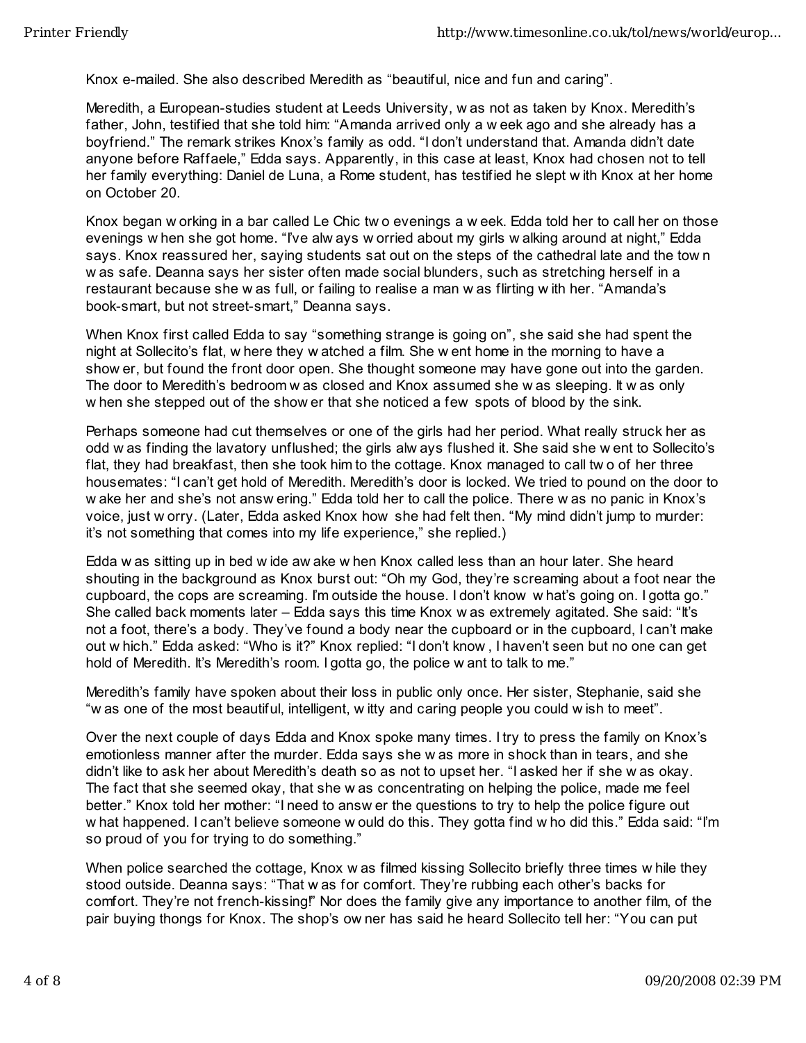Knox e-mailed. She also described Meredith as “beautiful, nice and fun and caring”.

Meredith, a European-studies student at Leeds University, was not as taken by Knox. Meredith’s father, John, testified that she told him: “Amanda arrived only a week ago and she already has a boyfriend.” The remark strikes Knox’s family as odd. “I don’t understand that. Amanda didn’t date anyone before Raffaele,” Edda says. Apparently, in this case at least, Knox had chosen not to tell her family everything: Daniel de Luna, a Rome student, has testified he slept with Knox at her home on October 20.

Knox began working in a bar called Le Chic two evenings a week. Edda told her to call her on those evenings when she got home. “I’ve always worried about my girls walking around at night,” Edda says. Knox reassured her, saying students sat out on the steps of the cathedral late and the town was safe. Deanna says her sister often made social blunders, such as stretching herself in a restaurant because she was full, or failing to realise a man was flirting with her. “Amanda’s book-smart, but not street-smart,” Deanna says.

When Knox first called Edda to say “something strange is going on”, she said she had spent the night at Sollecito’s flat, where they watched a film. She went home in the morning to have a shower, but found the front door open. She thought someone may have gone out into the garden. The door to Meredith’s bedroom was closed and Knox assumed she was sleeping. It was only when she stepped out of the shower that she noticed a few spots of blood by the sink.

Perhaps someone had cut themselves or one of the girls had her period. What really struck her as odd was finding the lavatory unflushed; the girls always flushed it. She said she went to Sollecito’s flat, they had breakfast, then she took him to the cottage. Knox managed to call two of her three housemates: “I can’t get hold of Meredith. Meredith’s door is locked. We tried to pound on the door to wake her and she’s not answering.” Edda told her to call the police. There was no panic in Knox’s voice, just worry. (Later, Edda asked Knox how she had felt then. “My mind didn’t jump to murder: it’s not something that comes into my life experience,” she replied.)

Edda was sitting up in bed wide awake when Knox called less than an hour later. She heard shouting in the background as Knox burst out: “Oh my God, they’re screaming about a foot near the cupboard, the cops are screaming. I’m outside the house. I don’t know what’s going on. I gotta go.” She called back moments later – Edda says this time Knox was extremely agitated. She said: “It’s not a foot, there’s a body. They’ve found a body near the cupboard or in the cupboard, I can’t make out which.” Edda asked: “Who is it?” Knox replied: “I don’t know, I haven’t seen but no one can get hold of Meredith. It’s Meredith’s room. I gotta go, the police want to talk to me.”

Meredith’s family have spoken about their loss in public only once. Her sister, Stephanie, said she “was one of the most beautiful, intelligent, witty and caring people you could wish to meet”.

Over the next couple of days Edda and Knox spoke many times. I try to press the family on Knox’s emotionless manner after the murder. Edda says she was more in shock than in tears, and she didn’t like to ask her about Meredith’s death so as not to upset her. “I asked her if she was okay. The fact that she seemed okay, that she was concentrating on helping the police, made me feel better.” Knox told her mother: “I need to answer the questions to try to help the police figure out what happened. I can’t believe someone would do this. They gotta find who did this.” Edda said: “I’m so proud of you for trying to do something.”

When police searched the cottage, Knox was filmed kissing Sollecito briefly three times while they stood outside. Deanna says: “That was for comfort. They’re rubbing each other’s backs for comfort. They’re not french-kissing!” Nor does the family give any importance to another film, of the pair buying thongs for Knox. The shop’s owner has said he heard Sollecito tell her: “You can put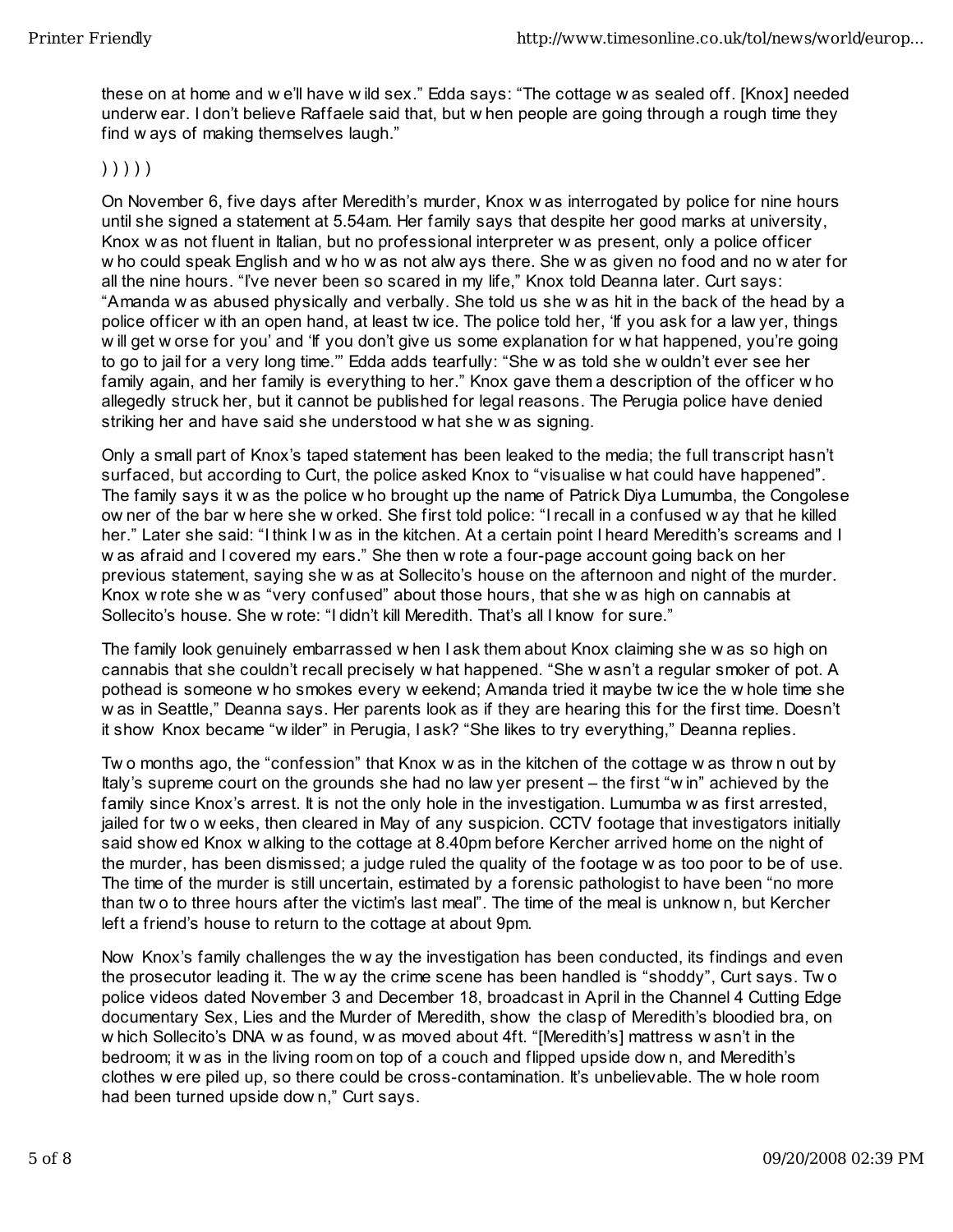these on at home and we'll have wild sex." Edda says: "The cottage was sealed off. [Knox] needed underwear. I don't believe Raffaele said that, but when people are going through a rough time they find ways of making themselves laugh."

) ) ) ) )

On November 6, five days after Meredith's murder, Knox was interrogated by police for nine hours until she signed a statement at 5.54am. Her family says that despite her good marks at university, Knox was not fluent in Italian, but no professional interpreter was present, only a police officer who could speak English and who was not always there. She was given no food and no water for all the nine hours. "I've never been so scared in my life," Knox told Deanna later. Curt says: "Amanda was abused physically and verbally. She told us she was hit in the back of the head by a police officer with an open hand, at least twice. The police told her, 'If you ask for a lawyer, things will get worse for you' and 'If you don't give us some explanation for what happened, you're going to go to jail for a very long time.'" Edda adds tearfully: "She was told she wouldn't ever see her family again, and her family is everything to her." Knox gave them a description of the officer who allegedly struck her, but it cannot be published for legal reasons. The Perugia police have denied striking her and have said she understood what she was signing.

Only a small part of Knox's taped statement has been leaked to the media; the full transcript hasn't surfaced, but according to Curt, the police asked Knox to "visualise what could have happened". The family says it was the police who brought up the name of Patrick Diya Lumumba, the Congolese owner of the bar where she worked. She first told police: "I recall in a confused way that he killed her." Later she said: "I think I was in the kitchen. At a certain point I heard Meredith's screams and I was afraid and I covered my ears." She then wrote a four-page account going back on her previous statement, saying she was at Sollecito's house on the afternoon and night of the murder. Knox wrote she was "very confused" about those hours, that she was high on cannabis at Sollecito's house. She wrote: "I didn't kill Meredith. That's all I know for sure."

The family look genuinely embarrassed when I ask them about Knox claiming she was so high on cannabis that she couldn't recall precisely what happened. "She wasn't a regular smoker of pot. A pothead is someone who smokes every weekend; Amanda tried it maybe twice the whole time she was in Seattle," Deanna says. Her parents look as if they are hearing this for the first time. Doesn't it show Knox became "wilder" in Perugia, I ask? "She likes to try everything," Deanna replies.

Two months ago, the "confession" that Knox was in the kitchen of the cottage was thrown out by Italy's supreme court on the grounds she had no lawyer present – the first "win" achieved by the family since Knox's arrest. It is not the only hole in the investigation. Lumumba was first arrested, jailed for two weeks, then cleared in May of any suspicion. CCTV footage that investigators initially said showed Knox walking to the cottage at 8.40pm before Kercher arrived home on the night of the murder, has been dismissed; a judge ruled the quality of the footage was too poor to be of use. The time of the murder is still uncertain, estimated by a forensic pathologist to have been "no more than two to three hours after the victim's last meal". The time of the meal is unknown, but Kercher left a friend's house to return to the cottage at about 9pm.

Now Knox's family challenges the way the investigation has been conducted, its findings and even the prosecutor leading it. The way the crime scene has been handled is "shoddy", Curt says. Two police videos dated November 3 and December 18, broadcast in April in the Channel 4 Cutting Edge documentary Sex, Lies and the Murder of Meredith, show the clasp of Meredith's bloodied bra, on which Sollecito's DNA was found, was moved about 4ft. "[Meredith's] mattress wasn't in the bedroom; it was in the living room on top of a couch and flipped upside down, and Meredith's clothes were piled up, so there could be cross-contamination. It's unbelievable. The whole room had been turned upside down," Curt says.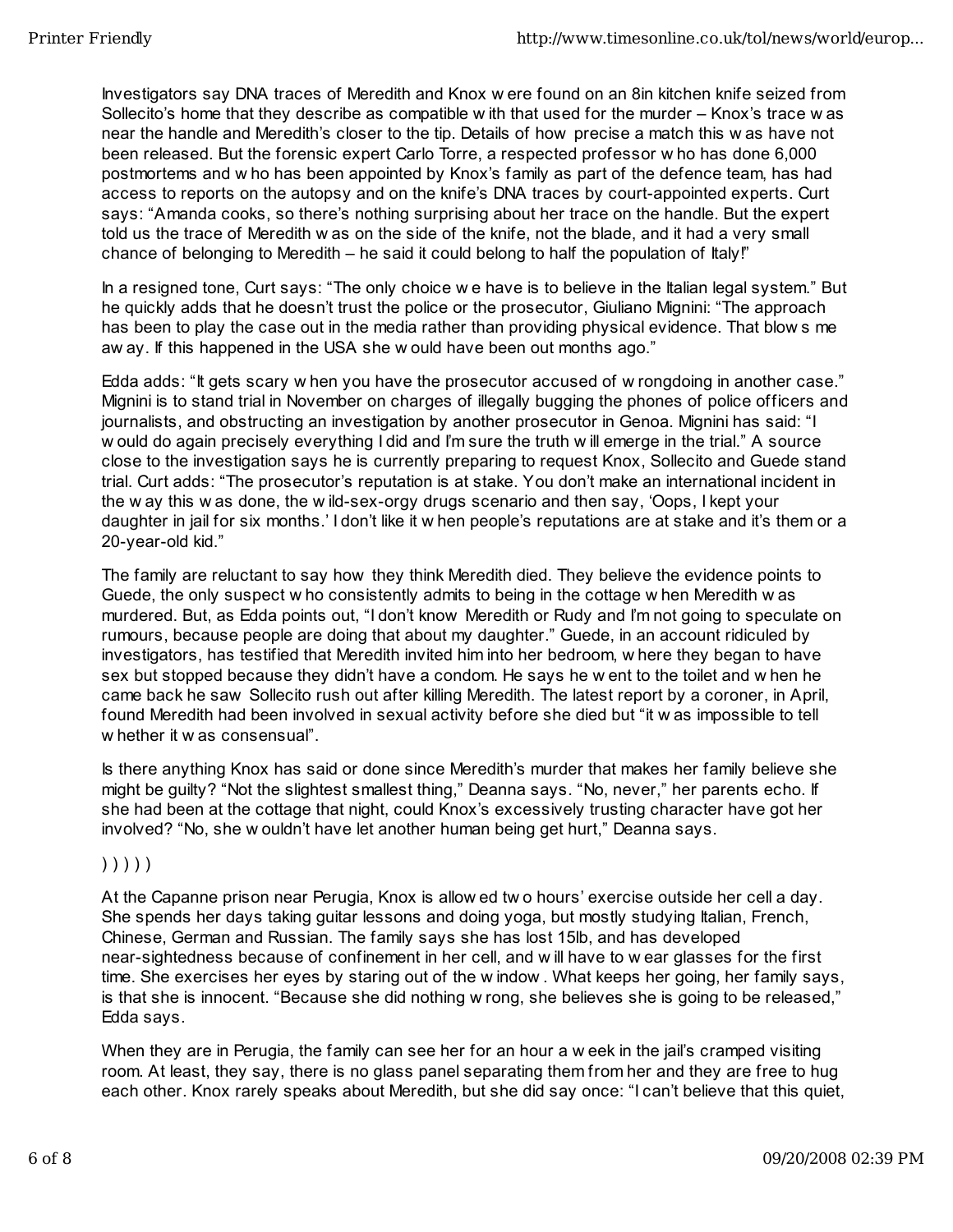Investigators say DNA traces of Meredith and Knox were found on an 8in kitchen knife seized from Sollecito's home that they describe as compatible with that used for the murder – Knox's trace was near the handle and Meredith's closer to the tip. Details of how precise a match this was have not been released. But the forensic expert Carlo Torre, a respected professor who has done 6,000 postmortems and who has been appointed by Knox's family as part of the defence team, has had access to reports on the autopsy and on the knife's DNA traces by court-appointed experts. Curt says: "Amanda cooks, so there's nothing surprising about her trace on the handle. But the expert told us the trace of Meredith was on the side of the knife, not the blade, and it had a very small chance of belonging to Meredith – he said it could belong to half the population of Italy!"

In a resigned tone, Curt says: "The only choice we have is to believe in the Italian legal system." But he quickly adds that he doesn't trust the police or the prosecutor, Giuliano Mignini: "The approach has been to play the case out in the media rather than providing physical evidence. That blows me away. If this happened in the USA she would have been out months ago."

Edda adds: "It gets scary when you have the prosecutor accused of wrongdoing in another case." Mignini is to stand trial in November on charges of illegally bugging the phones of police officers and journalists, and obstructing an investigation by another prosecutor in Genoa. Mignini has said: "I would do again precisely everything I did and I'm sure the truth will emerge in the trial." A source close to the investigation says he is currently preparing to request Knox, Sollecito and Guede stand trial. Curt adds: "The prosecutor's reputation is at stake. You don't make an international incident in the way this was done, the wild-sex-orgy drugs scenario and then say, 'Oops, I kept your daughter in jail for six months.' I don't like it when people's reputations are at stake and it's them or a 20-year-old kid."

The family are reluctant to say how they think Meredith died. They believe the evidence points to Guede, the only suspect who consistently admits to being in the cottage when Meredith was murdered. But, as Edda points out, "I don't know Meredith or Rudy and I'm not going to speculate on rumours, because people are doing that about my daughter." Guede, in an account ridiculed by investigators, has testified that Meredith invited him into her bedroom, where they began to have sex but stopped because they didn't have a condom. He says he went to the toilet and when he came back he saw Sollecito rush out after killing Meredith. The latest report by a coroner, in April, found Meredith had been involved in sexual activity before she died but "it was impossible to tell whether it was consensual".

Is there anything Knox has said or done since Meredith's murder that makes her family believe she might be guilty? "Not the slightest smallest thing," Deanna says. "No, never," her parents echo. If she had been at the cottage that night, could Knox's excessively trusting character have got her involved? "No, she wouldn't have let another human being get hurt," Deanna says.

) ) ) ) )

At the Capanne prison near Perugia, Knox is allowed two hours' exercise outside her cell a day. She spends her days taking guitar lessons and doing yoga, but mostly studying Italian, French, Chinese, German and Russian. The family says she has lost 15lb, and has developed near-sightedness because of confinement in her cell, and will have to wear glasses for the first time. She exercises her eyes by staring out of the window. What keeps her going, her family says, is that she is innocent. "Because she did nothing wrong, she believes she is going to be released," Edda says.

When they are in Perugia, the family can see her for an hour a week in the jail's cramped visiting room. At least, they say, there is no glass panel separating them from her and they are free to hug each other. Knox rarely speaks about Meredith, but she did say once: "I can't believe that this quiet,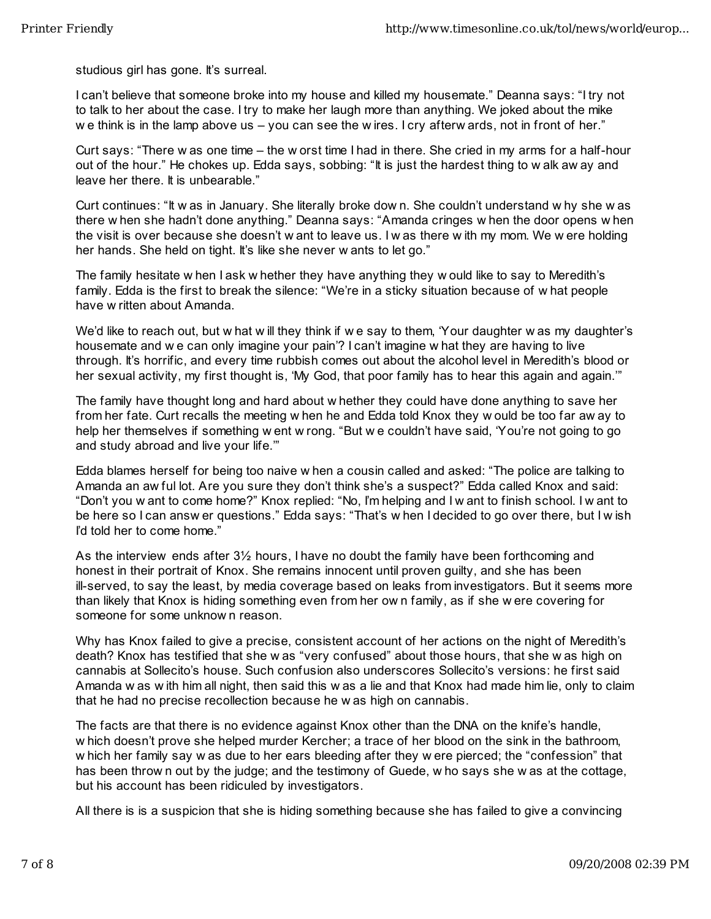studious girl has gone. It's surreal.

I can't believe that someone broke into my house and killed my housemate." Deanna says: "I try not to talk to her about the case. I try to make her laugh more than anything. We joked about the mike we think is in the lamp above us – you can see the wires. I cry afterwards, not in front of her."

Curt says: "There was one time – the worst time I had in there. She cried in my arms for a half-hour out of the hour." He chokes up. Edda says, sobbing: "It is just the hardest thing to walk away and leave her there. It is unbearable."

Curt continues: "It was in January. She literally broke down. She couldn't understand why she was there when she hadn't done anything." Deanna says: "Amanda cringes when the door opens when the visit is over because she doesn't want to leave us. I was there with my mom. We were holding her hands. She held on tight. It's like she never wants to let go."

The family hesitate when I ask whether they have anything they would like to say to Meredith's family. Edda is the first to break the silence: "We're in a sticky situation because of what people have written about Amanda.

We'd like to reach out, but what will they think if we say to them, 'Your daughter was my daughter's housemate and we can only imagine your pain'? I can't imagine what they are having to live through. It's horrific, and every time rubbish comes out about the alcohol level in Meredith's blood or her sexual activity, my first thought is, 'My God, that poor family has to hear this again and again.'"

The family have thought long and hard about whether they could have done anything to save her from her fate. Curt recalls the meeting when he and Edda told Knox they would be too far away to help her themselves if something went wrong. "But we couldn't have said, 'You're not going to go and study abroad and live your life.'"

Edda blames herself for being too naive when a cousin called and asked: "The police are talking to Amanda an awful lot. Are you sure they don't think she's a suspect?" Edda called Knox and said: "Don't you want to come home?" Knox replied: "No, I'm helping and I want to finish school. I want to be here so I can answer questions." Edda says: "That's when I decided to go over there, but I wish I'd told her to come home."

As the interview ends after 3½ hours, I have no doubt the family have been forthcoming and honest in their portrait of Knox. She remains innocent until proven guilty, and she has been ill-served, to say the least, by media coverage based on leaks from investigators. But it seems more than likely that Knox is hiding something even from her own family, as if she were covering for someone for some unknown reason.

Why has Knox failed to give a precise, consistent account of her actions on the night of Meredith's death? Knox has testified that she was "very confused" about those hours, that she was high on cannabis at Sollecito's house. Such confusion also underscores Sollecito's versions: he first said Amanda was with him all night, then said this was a lie and that Knox had made him lie, only to claim that he had no precise recollection because he was high on cannabis.

The facts are that there is no evidence against Knox other than the DNA on the knife's handle, which doesn't prove she helped murder Kercher; a trace of her blood on the sink in the bathroom, which her family say was due to her ears bleeding after they were pierced; the "confession" that has been thrown out by the judge; and the testimony of Guede, who says she was at the cottage, but his account has been ridiculed by investigators.

All there is is a suspicion that she is hiding something because she has failed to give a convincing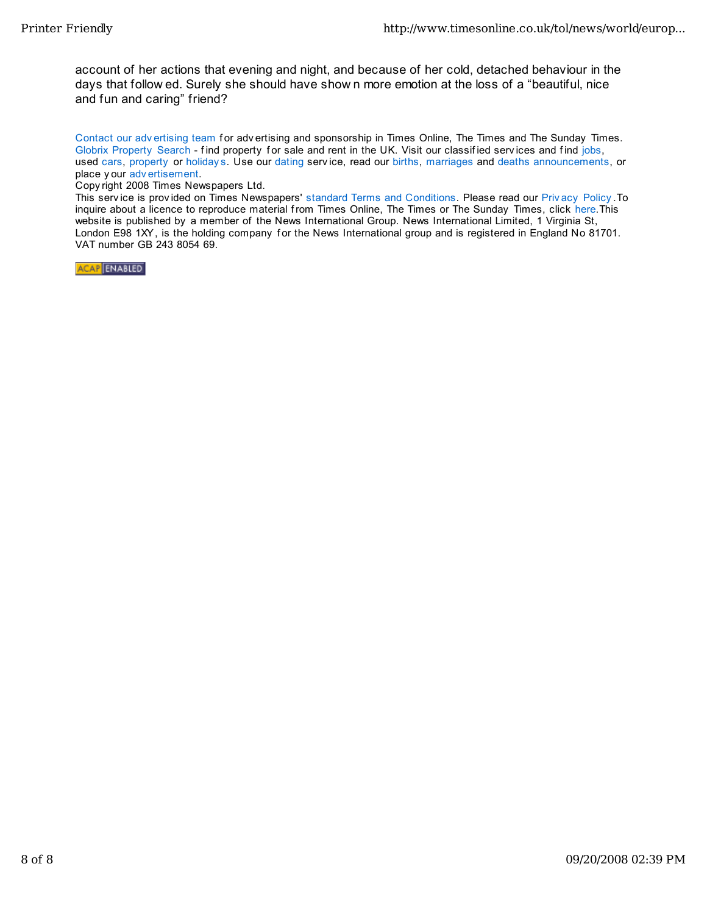account of her actions that evening and night, and because of her cold, detached behaviour in the days that followed. Surely she should have shown more emotion at the loss of a "beautiful, nice and fun and caring" friend?

Contact our advertising team for advertising and sponsorship in Times Online, The Times and The Sunday Times. Globrix Property Search - find property for sale and rent in the UK. Visit our classified services and find jobs, used cars, property or holidays. Use our dating service, read our births, marriages and deaths announcements, or place your advertisement.

Copyright 2008 Times Newspapers Ltd.

This service is provided on Times Newspapers' standard Terms and Conditions. Please read our Privacy Policy.To inquire about a licence to reproduce material from Times Online, The Times or The Sunday Times, click here.This website is published by a member of the News International Group. News International Limited, 1 Virginia St, London E98 1XY, is the holding company for the News International group and is registered in England No 81701. VAT number GB 243 8054 69.

ACAP ENABLED